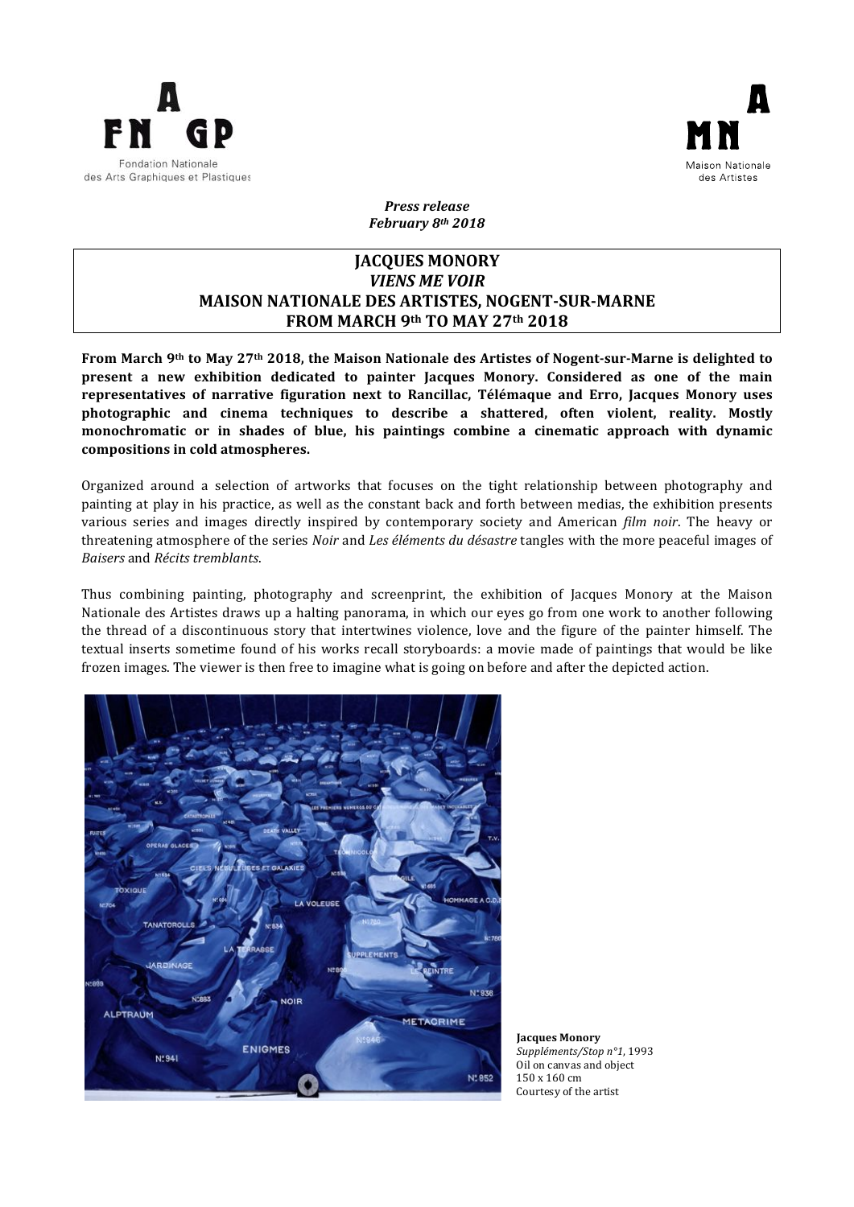Fondation Nationale des Arts Graphiques et Plastiques

Maison Nationale des Artistes

***Press release***
***February 8th 2018***

# JACQUES MONORY
## *VIENS ME VOIR*
## MAISON NATIONALE DES ARTISTES, NOGENT-SUR-MARNE
## FROM MARCH 9th TO MAY 27th 2018

**From March 9th to May 27th 2018, the Maison Nationale des Artistes of Nogent-sur-Marne is delighted to present a new exhibition dedicated to painter Jacques Monory. Considered as one of the main representatives of narrative figuration next to Rancillac, Télémaque and Erro, Jacques Monory uses photographic and cinema techniques to describe a shattered, often violent, reality. Mostly monochromatic or in shades of blue, his paintings combine a cinematic approach with dynamic compositions in cold atmospheres.**

Organized around a selection of artworks that focuses on the tight relationship between photography and painting at play in his practice, as well as the constant back and forth between medias, the exhibition presents various series and images directly inspired by contemporary society and American *film noir*. The heavy or threatening atmosphere of the series *Noir* and *Les éléments du désastre* tangles with the more peaceful images of *Baisers* and *Récits tremblants*.

Thus combining painting, photography and screenprint, the exhibition of Jacques Monory at the Maison Nationale des Artistes draws up a halting panorama, in which our eyes go from one work to another following the thread of a discontinuous story that intertwines violence, love and the figure of the painter himself. The textual inserts sometime found of his works recall storyboards: a movie made of paintings that would be like frozen images. The viewer is then free to imagine what is going on before and after the depicted action.

**Jacques Monory**
*Suppléments/Stop n°1*, 1993
Oil on canvas and object
150 x 160 cm
Courtesy of the artist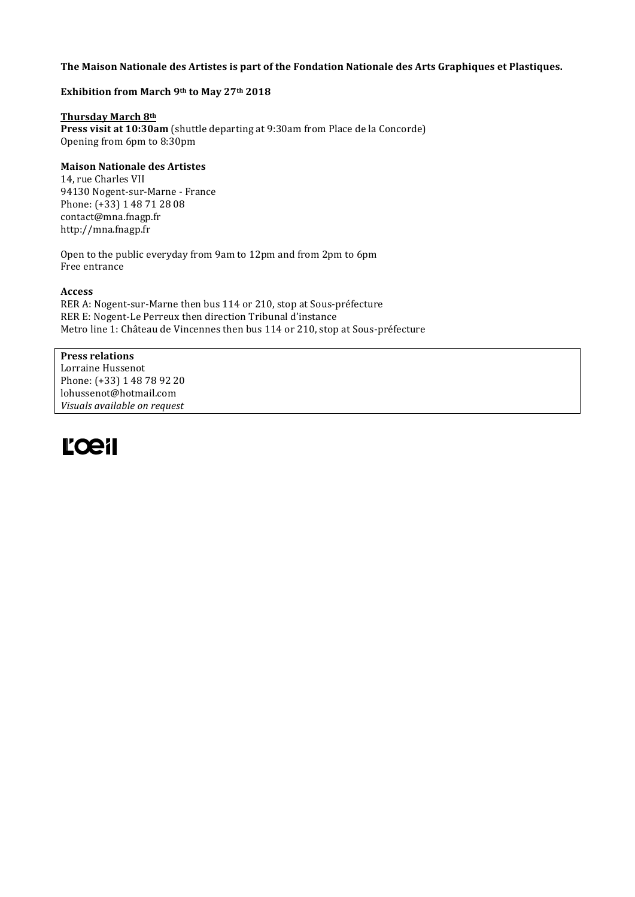**The Maison Nationale des Artistes is part of the Fondation Nationale des Arts Graphiques et Plastiques.**

**Exhibition from March 9th to May 27th 2018**

**Thursday March 8th**
**Press visit at 10:30am** (shuttle departing at 9:30am from Place de la Concorde)
Opening from 6pm to 8:30pm

**Maison Nationale des Artistes**
14, rue Charles VII
94130 Nogent-sur-Marne - France
Phone: (+33) 1 48 71 28 08
contact@mna.fnagp.fr
http://mna.fnagp.fr

Open to the public everyday from 9am to 12pm and from 2pm to 6pm
Free entrance

**Access**
RER A: Nogent-sur-Marne then bus 114 or 210, stop at Sous-préfecture
RER E: Nogent-Le Perreux then direction Tribunal d'instance
Metro line 1: Château de Vincennes then bus 114 or 210, stop at Sous-préfecture

**Press relations**
Lorraine Hussenot
Phone: (+33) 1 48 78 92 20
lohussenot@hotmail.com
*Visuals available on request*

L'oeil